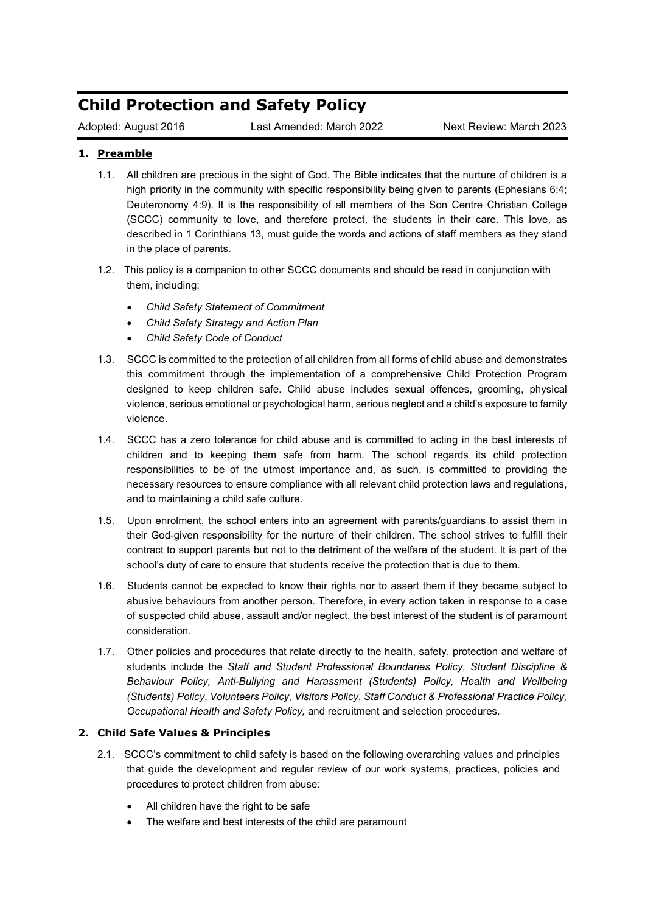# Child Protection and Safety Policy

Adopted: August 2016 Last Amended: March 2022 Next Review: March 2023

## 1. Preamble

1.1. All children are precious in the sight of God. The Bible indicates that the nurture of children is a high priority in the community with specific responsibility being given to parents (Ephesians 6:4; Deuteronomy 4:9). It is the responsibility of all members of the Son Centre Christian College (SCCC) community to love, and therefore protect, the students in their care. This love, as described in 1 Corinthians 13, must guide the words and actions of staff members as they stand in the place of parents.

1.2. This policy is a companion to other SCCC documents and should be read in conjunction with them, including:

- *Child Safety Statement of Commitment*
- *Child Safety Strategy and Action Plan*
- *Child Safety Code of Conduct*

1.3. SCCC is committed to the protection of all children from all forms of child abuse and demonstrates this commitment through the implementation of a comprehensive Child Protection Program designed to keep children safe. Child abuse includes sexual offences, grooming, physical violence, serious emotional or psychological harm, serious neglect and a child's exposure to family violence.

1.4. SCCC has a zero tolerance for child abuse and is committed to acting in the best interests of children and to keeping them safe from harm. The school regards its child protection responsibilities to be of the utmost importance and, as such, is committed to providing the necessary resources to ensure compliance with all relevant child protection laws and regulations, and to maintaining a child safe culture.

1.5. Upon enrolment, the school enters into an agreement with parents/guardians to assist them in their God-given responsibility for the nurture of their children. The school strives to fulfill their contract to support parents but not to the detriment of the welfare of the student. It is part of the school's duty of care to ensure that students receive the protection that is due to them.

1.6. Students cannot be expected to know their rights nor to assert them if they became subject to abusive behaviours from another person. Therefore, in every action taken in response to a case of suspected child abuse, assault and/or neglect, the best interest of the student is of paramount consideration.

1.7. Other policies and procedures that relate directly to the health, safety, protection and welfare of students include the *Staff and Student Professional Boundaries Policy, Student Discipline & Behaviour Policy, Anti-Bullying and Harassment (Students) Policy, Health and Wellbeing (Students) Policy*, *Volunteers Policy, Visitors Policy*, *Staff Conduct & Professional Practice Policy, Occupational Health and Safety Policy,* and recruitment and selection procedures.

## 2. Child Safe Values & Principles

2.1. SCCC's commitment to child safety is based on the following overarching values and principles that guide the development and regular review of our work systems, practices, policies and procedures to protect children from abuse:

- All children have the right to be safe
- The welfare and best interests of the child are paramount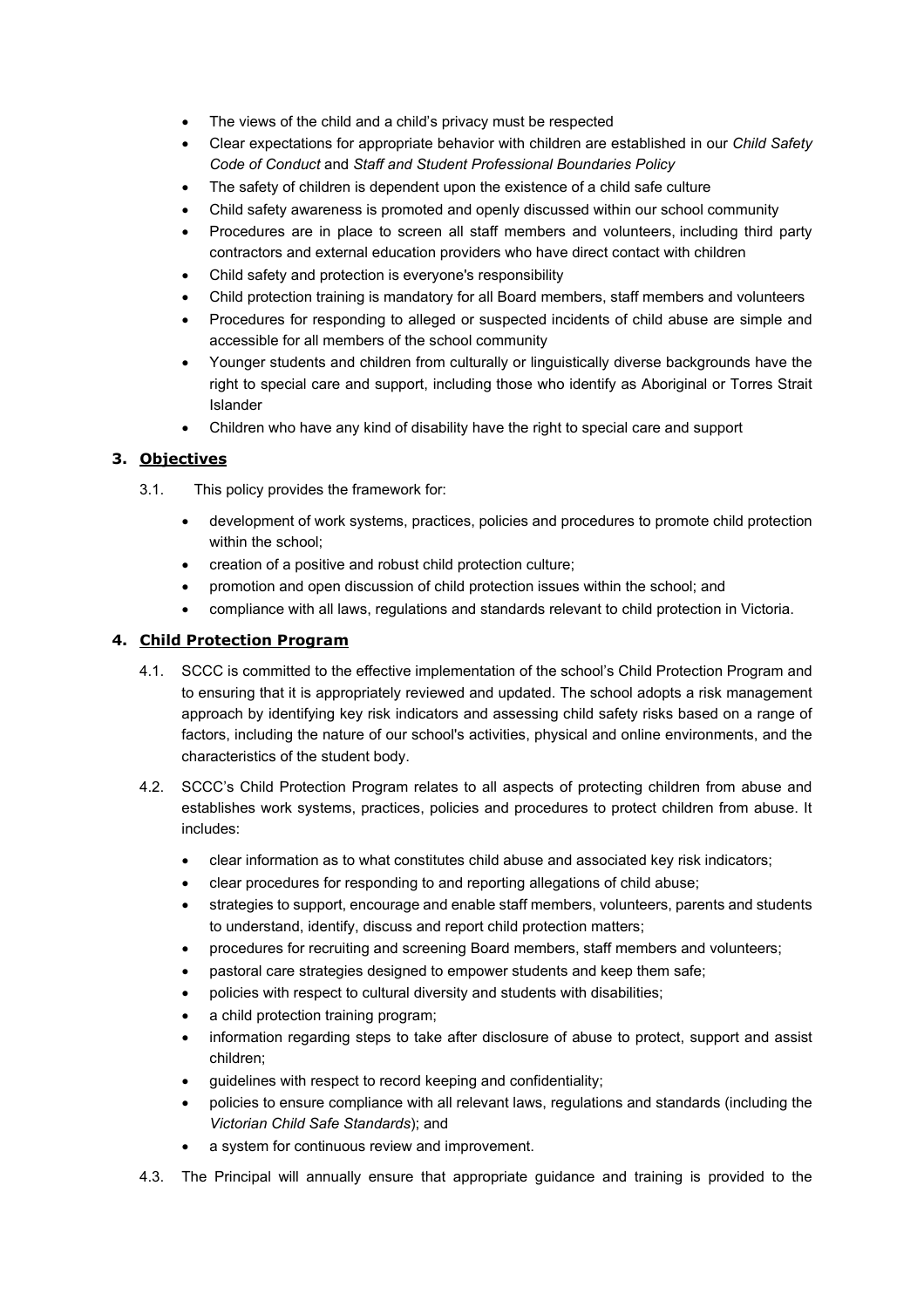- The views of the child and a child's privacy must be respected
- Clear expectations for appropriate behavior with children are established in our *Child Safety Code of Conduct* and *Staff and Student Professional Boundaries Policy*
- The safety of children is dependent upon the existence of a child safe culture
- Child safety awareness is promoted and openly discussed within our school community
- Procedures are in place to screen all staff members and volunteers, including third party contractors and external education providers who have direct contact with children
- Child safety and protection is everyone's responsibility
- Child protection training is mandatory for all Board members, staff members and volunteers
- Procedures for responding to alleged or suspected incidents of child abuse are simple and accessible for all members of the school community
- Younger students and children from culturally or linguistically diverse backgrounds have the right to special care and support, including those who identify as Aboriginal or Torres Strait Islander
- Children who have any kind of disability have the right to special care and support

## 3. Objectives

3.1. This policy provides the framework for:

- development of work systems, practices, policies and procedures to promote child protection within the school;
- creation of a positive and robust child protection culture;
- promotion and open discussion of child protection issues within the school; and
- compliance with all laws, regulations and standards relevant to child protection in Victoria.

## 4. Child Protection Program

4.1. SCCC is committed to the effective implementation of the school's Child Protection Program and to ensuring that it is appropriately reviewed and updated. The school adopts a risk management approach by identifying key risk indicators and assessing child safety risks based on a range of factors, including the nature of our school's activities, physical and online environments, and the characteristics of the student body.

4.2. SCCC's Child Protection Program relates to all aspects of protecting children from abuse and establishes work systems, practices, policies and procedures to protect children from abuse. It includes:

- clear information as to what constitutes child abuse and associated key risk indicators;
- clear procedures for responding to and reporting allegations of child abuse;
- strategies to support, encourage and enable staff members, volunteers, parents and students to understand, identify, discuss and report child protection matters;
- procedures for recruiting and screening Board members, staff members and volunteers;
- pastoral care strategies designed to empower students and keep them safe;
- policies with respect to cultural diversity and students with disabilities;
- a child protection training program;
- information regarding steps to take after disclosure of abuse to protect, support and assist children;
- guidelines with respect to record keeping and confidentiality;
- policies to ensure compliance with all relevant laws, regulations and standards (including the *Victorian Child Safe Standards*); and
- a system for continuous review and improvement.

4.3. The Principal will annually ensure that appropriate guidance and training is provided to the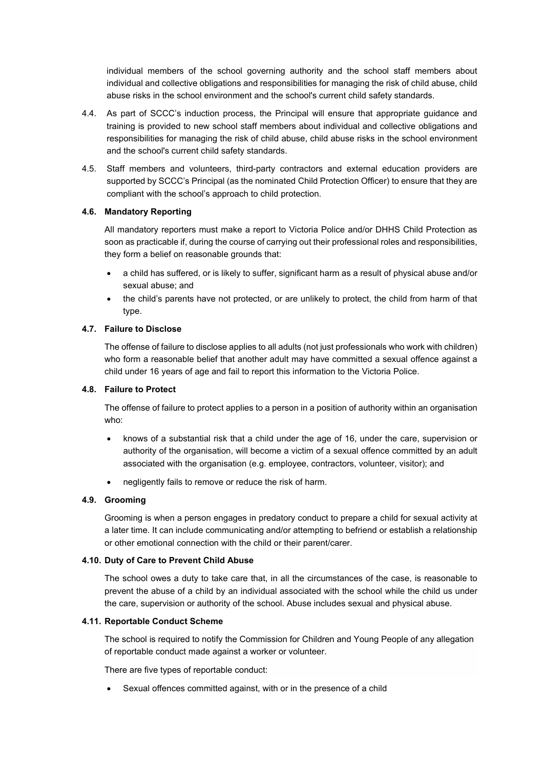individual members of the school governing authority and the school staff members about individual and collective obligations and responsibilities for managing the risk of child abuse, child abuse risks in the school environment and the school's current child safety standards.

4.4. As part of SCCC's induction process, the Principal will ensure that appropriate guidance and training is provided to new school staff members about individual and collective obligations and responsibilities for managing the risk of child abuse, child abuse risks in the school environment and the school's current child safety standards.

4.5. Staff members and volunteers, third-party contractors and external education providers are supported by SCCC's Principal (as the nominated Child Protection Officer) to ensure that they are compliant with the school's approach to child protection.

### 4.6. Mandatory Reporting

All mandatory reporters must make a report to Victoria Police and/or DHHS Child Protection as soon as practicable if, during the course of carrying out their professional roles and responsibilities, they form a belief on reasonable grounds that:

- a child has suffered, or is likely to suffer, significant harm as a result of physical abuse and/or sexual abuse; and
- the child's parents have not protected, or are unlikely to protect, the child from harm of that type.

### 4.7. Failure to Disclose

The offense of failure to disclose applies to all adults (not just professionals who work with children) who form a reasonable belief that another adult may have committed a sexual offence against a child under 16 years of age and fail to report this information to the Victoria Police.

### 4.8. Failure to Protect

The offense of failure to protect applies to a person in a position of authority within an organisation who:

- knows of a substantial risk that a child under the age of 16, under the care, supervision or authority of the organisation, will become a victim of a sexual offence committed by an adult associated with the organisation (e.g. employee, contractors, volunteer, visitor); and
- negligently fails to remove or reduce the risk of harm.

### 4.9. Grooming

Grooming is when a person engages in predatory conduct to prepare a child for sexual activity at a later time. It can include communicating and/or attempting to befriend or establish a relationship or other emotional connection with the child or their parent/carer.

### 4.10. Duty of Care to Prevent Child Abuse

The school owes a duty to take care that, in all the circumstances of the case, is reasonable to prevent the abuse of a child by an individual associated with the school while the child us under the care, supervision or authority of the school. Abuse includes sexual and physical abuse.

### 4.11. Reportable Conduct Scheme

The school is required to notify the Commission for Children and Young People of any allegation of reportable conduct made against a worker or volunteer.

There are five types of reportable conduct:

- Sexual offences committed against, with or in the presence of a child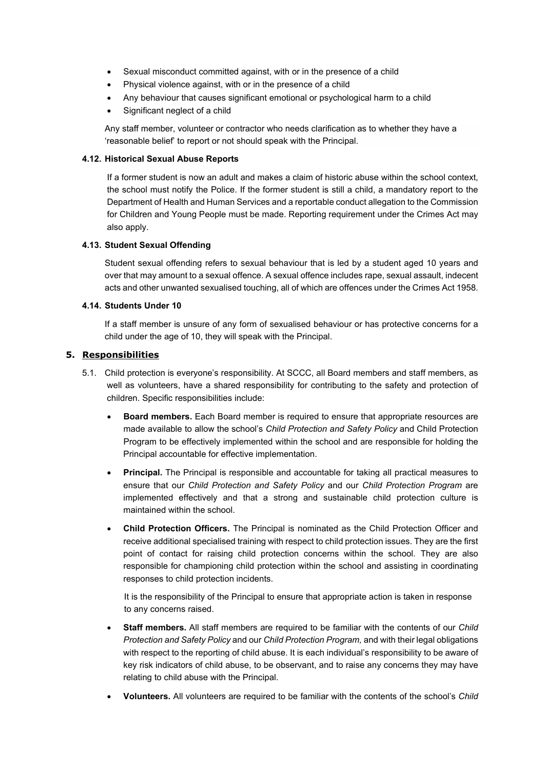- Sexual misconduct committed against, with or in the presence of a child
- Physical violence against, with or in the presence of a child
- Any behaviour that causes significant emotional or psychological harm to a child
- Significant neglect of a child

Any staff member, volunteer or contractor who needs clarification as to whether they have a 'reasonable belief' to report or not should speak with the Principal.

#### 4.12. Historical Sexual Abuse Reports

If a former student is now an adult and makes a claim of historic abuse within the school context, the school must notify the Police. If the former student is still a child, a mandatory report to the Department of Health and Human Services and a reportable conduct allegation to the Commission for Children and Young People must be made. Reporting requirement under the Crimes Act may also apply.

#### 4.13. Student Sexual Offending

Student sexual offending refers to sexual behaviour that is led by a student aged 10 years and over that may amount to a sexual offence. A sexual offence includes rape, sexual assault, indecent acts and other unwanted sexualised touching, all of which are offences under the Crimes Act 1958.

#### 4.14. Students Under 10

If a staff member is unsure of any form of sexualised behaviour or has protective concerns for a child under the age of 10, they will speak with the Principal.

## 5. Responsibilities

5.1. Child protection is everyone's responsibility. At SCCC, all Board members and staff members, as well as volunteers, have a shared responsibility for contributing to the safety and protection of children. Specific responsibilities include:

- **Board members.** Each Board member is required to ensure that appropriate resources are made available to allow the school's *Child Protection and Safety Policy* and Child Protection Program to be effectively implemented within the school and are responsible for holding the Principal accountable for effective implementation.
- **Principal.** The Principal is responsible and accountable for taking all practical measures to ensure that our *Child Protection and Safety Policy* and our *Child Protection Program* are implemented effectively and that a strong and sustainable child protection culture is maintained within the school.
- **Child Protection Officers.** The Principal is nominated as the Child Protection Officer and receive additional specialised training with respect to child protection issues. They are the first point of contact for raising child protection concerns within the school. They are also responsible for championing child protection within the school and assisting in coordinating responses to child protection incidents.

  It is the responsibility of the Principal to ensure that appropriate action is taken in response to any concerns raised.
- **Staff members.** All staff members are required to be familiar with the contents of our *Child Protection and Safety Policy* and our *Child Protection Program,* and with their legal obligations with respect to the reporting of child abuse. It is each individual's responsibility to be aware of key risk indicators of child abuse, to be observant, and to raise any concerns they may have relating to child abuse with the Principal.
- **Volunteers.** All volunteers are required to be familiar with the contents of the school's *Child*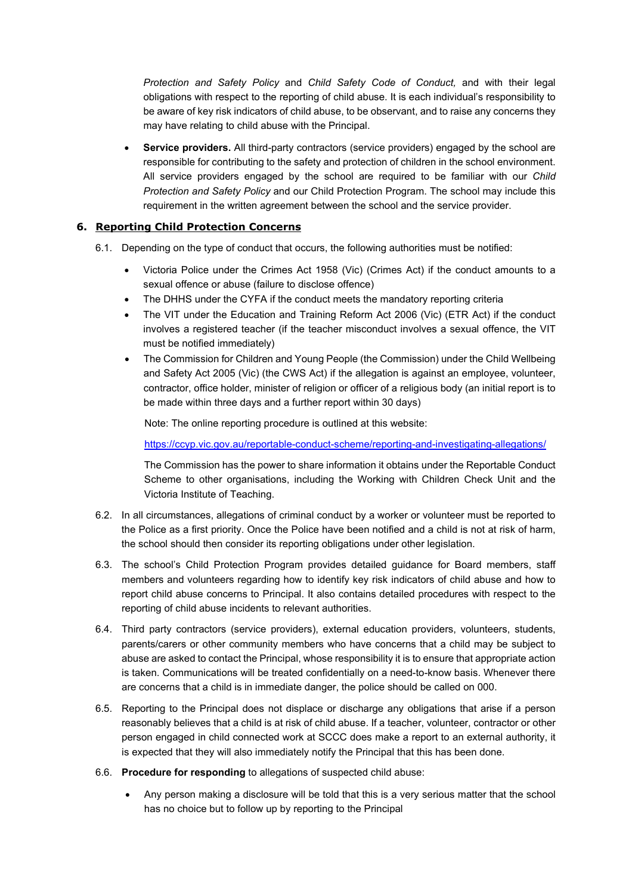*Protection and Safety Policy* and *Child Safety Code of Conduct,* and with their legal obligations with respect to the reporting of child abuse. It is each individual's responsibility to be aware of key risk indicators of child abuse, to be observant, and to raise any concerns they may have relating to child abuse with the Principal.

- **Service providers.** All third-party contractors (service providers) engaged by the school are responsible for contributing to the safety and protection of children in the school environment. All service providers engaged by the school are required to be familiar with our *Child Protection and Safety Policy* and our Child Protection Program. The school may include this requirement in the written agreement between the school and the service provider.

## 6. Reporting Child Protection Concerns

6.1. Depending on the type of conduct that occurs, the following authorities must be notified:

- Victoria Police under the Crimes Act 1958 (Vic) (Crimes Act) if the conduct amounts to a sexual offence or abuse (failure to disclose offence)
- The DHHS under the CYFA if the conduct meets the mandatory reporting criteria
- The VIT under the Education and Training Reform Act 2006 (Vic) (ETR Act) if the conduct involves a registered teacher (if the teacher misconduct involves a sexual offence, the VIT must be notified immediately)
- The Commission for Children and Young People (the Commission) under the Child Wellbeing and Safety Act 2005 (Vic) (the CWS Act) if the allegation is against an employee, volunteer, contractor, office holder, minister of religion or officer of a religious body (an initial report is to be made within three days and a further report within 30 days)

  Note: The online reporting procedure is outlined at this website:

  https://ccyp.vic.gov.au/reportable-conduct-scheme/reporting-and-investigating-allegations/

  The Commission has the power to share information it obtains under the Reportable Conduct Scheme to other organisations, including the Working with Children Check Unit and the Victoria Institute of Teaching.

6.2. In all circumstances, allegations of criminal conduct by a worker or volunteer must be reported to the Police as a first priority. Once the Police have been notified and a child is not at risk of harm, the school should then consider its reporting obligations under other legislation.

6.3. The school's Child Protection Program provides detailed guidance for Board members, staff members and volunteers regarding how to identify key risk indicators of child abuse and how to report child abuse concerns to Principal. It also contains detailed procedures with respect to the reporting of child abuse incidents to relevant authorities.

6.4. Third party contractors (service providers), external education providers, volunteers, students, parents/carers or other community members who have concerns that a child may be subject to abuse are asked to contact the Principal, whose responsibility it is to ensure that appropriate action is taken. Communications will be treated confidentially on a need-to-know basis. Whenever there are concerns that a child is in immediate danger, the police should be called on 000.

6.5. Reporting to the Principal does not displace or discharge any obligations that arise if a person reasonably believes that a child is at risk of child abuse. If a teacher, volunteer, contractor or other person engaged in child connected work at SCCC does make a report to an external authority, it is expected that they will also immediately notify the Principal that this has been done.

6.6. **Procedure for responding** to allegations of suspected child abuse:

- Any person making a disclosure will be told that this is a very serious matter that the school has no choice but to follow up by reporting to the Principal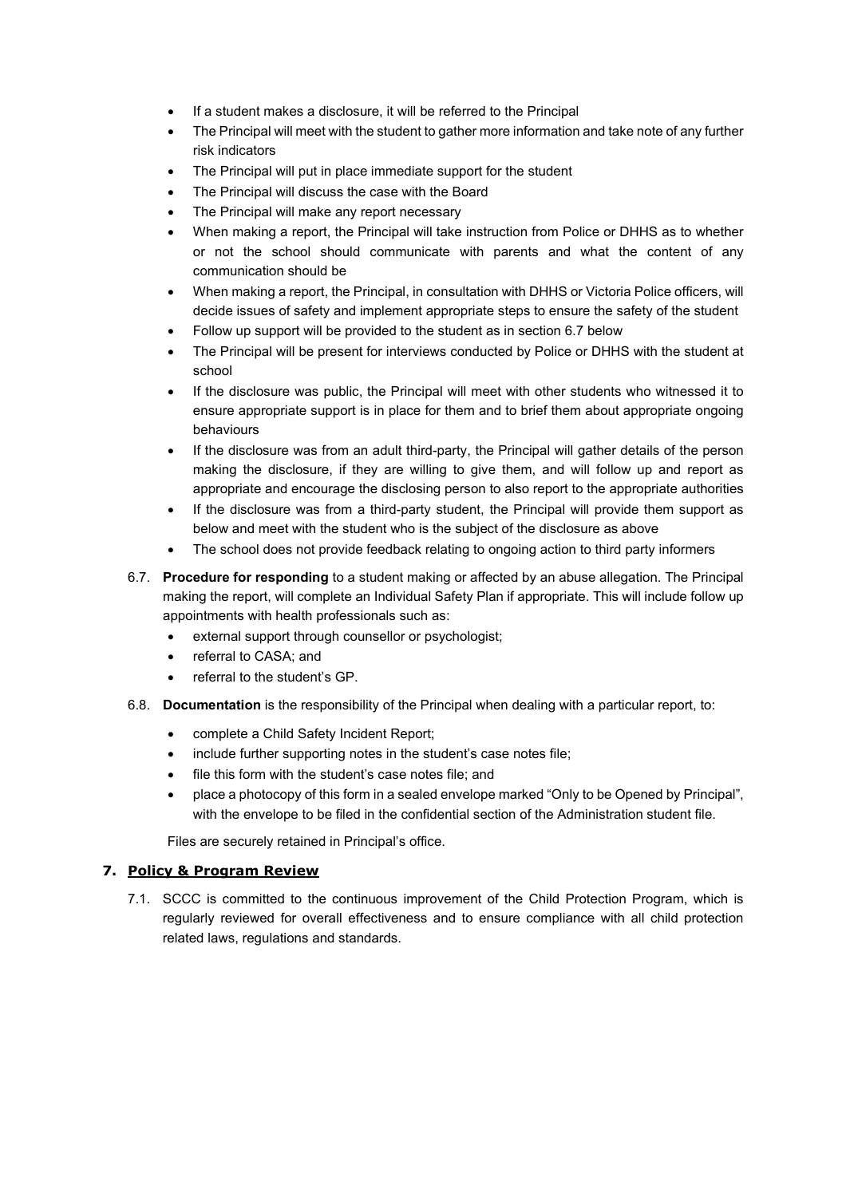- If a student makes a disclosure, it will be referred to the Principal
- The Principal will meet with the student to gather more information and take note of any further risk indicators
- The Principal will put in place immediate support for the student
- The Principal will discuss the case with the Board
- The Principal will make any report necessary
- When making a report, the Principal will take instruction from Police or DHHS as to whether or not the school should communicate with parents and what the content of any communication should be
- When making a report, the Principal, in consultation with DHHS or Victoria Police officers, will decide issues of safety and implement appropriate steps to ensure the safety of the student
- Follow up support will be provided to the student as in section 6.7 below
- The Principal will be present for interviews conducted by Police or DHHS with the student at school
- If the disclosure was public, the Principal will meet with other students who witnessed it to ensure appropriate support is in place for them and to brief them about appropriate ongoing behaviours
- If the disclosure was from an adult third-party, the Principal will gather details of the person making the disclosure, if they are willing to give them, and will follow up and report as appropriate and encourage the disclosing person to also report to the appropriate authorities
- If the disclosure was from a third-party student, the Principal will provide them support as below and meet with the student who is the subject of the disclosure as above
- The school does not provide feedback relating to ongoing action to third party informers

6.7. **Procedure for responding** to a student making or affected by an abuse allegation. The Principal making the report, will complete an Individual Safety Plan if appropriate. This will include follow up appointments with health professionals such as:

- external support through counsellor or psychologist;
- referral to CASA; and
- referral to the student's GP.

6.8. **Documentation** is the responsibility of the Principal when dealing with a particular report, to:

- complete a Child Safety Incident Report;
- include further supporting notes in the student's case notes file;
- file this form with the student's case notes file; and
- place a photocopy of this form in a sealed envelope marked "Only to be Opened by Principal", with the envelope to be filed in the confidential section of the Administration student file.

Files are securely retained in Principal's office.

## 7. Policy & Program Review

7.1. SCCC is committed to the continuous improvement of the Child Protection Program, which is regularly reviewed for overall effectiveness and to ensure compliance with all child protection related laws, regulations and standards.